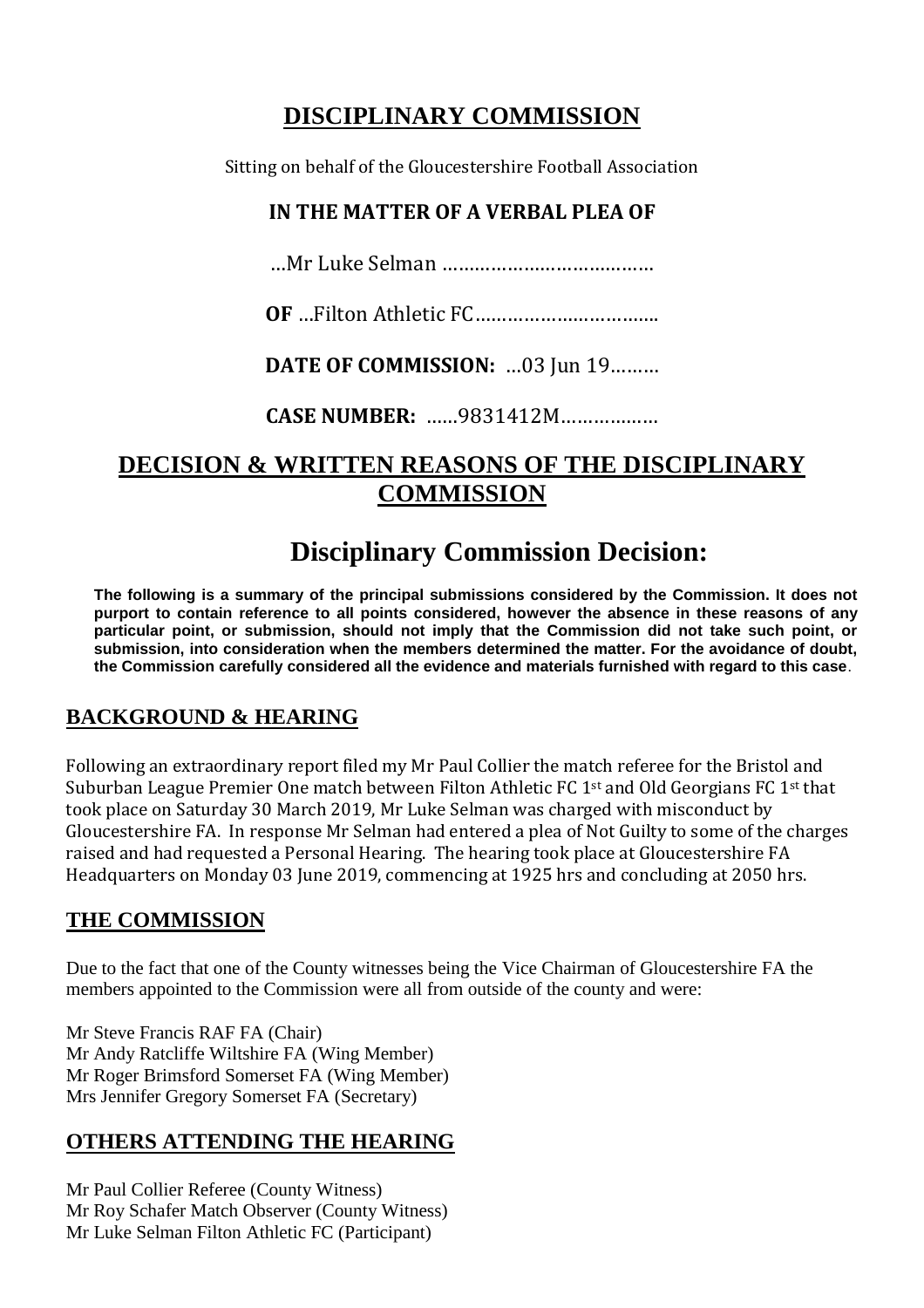# DISCIPLINARY COMMISSION

Sitting on behalf of the Gloucestershire Football Association

**IN THE MATTER OF A VERBAL PLEA OF**

…Mr Luke Selman …………………………………

**OF** …Filton Athletic FC……………………………..

**DATE OF COMMISSION:** …03 Jun 19………

**CASE NUMBER:** ……9831412M………………

## DECISION & WRITTEN REASONS OF THE DISCIPLINARY COMMISSION

# Disciplinary Commission Decision:

**The following is a summary of the principal submissions considered by the Commission. It does not purport to contain reference to all points considered, however the absence in these reasons of any particular point, or submission, should not imply that the Commission did not take such point, or submission, into consideration when the members determined the matter. For the avoidance of doubt, the Commission carefully considered all the evidence and materials furnished with regard to this case**.

## BACKGROUND & HEARING

Following an extraordinary report filed my Mr Paul Collier the match referee for the Bristol and Suburban League Premier One match between Filton Athletic FC 1st and Old Georgians FC 1st that took place on Saturday 30 March 2019, Mr Luke Selman was charged with misconduct by Gloucestershire FA. In response Mr Selman had entered a plea of Not Guilty to some of the charges raised and had requested a Personal Hearing. The hearing took place at Gloucestershire FA Headquarters on Monday 03 June 2019, commencing at 1925 hrs and concluding at 2050 hrs.

## THE COMMISSION

Due to the fact that one of the County witnesses being the Vice Chairman of Gloucestershire FA the members appointed to the Commission were all from outside of the county and were:

Mr Steve Francis RAF FA (Chair)
Mr Andy Ratcliffe Wiltshire FA (Wing Member)
Mr Roger Brimsford Somerset FA (Wing Member)
Mrs Jennifer Gregory Somerset FA (Secretary)

## OTHERS ATTENDING THE HEARING

Mr Paul Collier Referee (County Witness)
Mr Roy Schafer Match Observer (County Witness)
Mr Luke Selman Filton Athletic FC (Participant)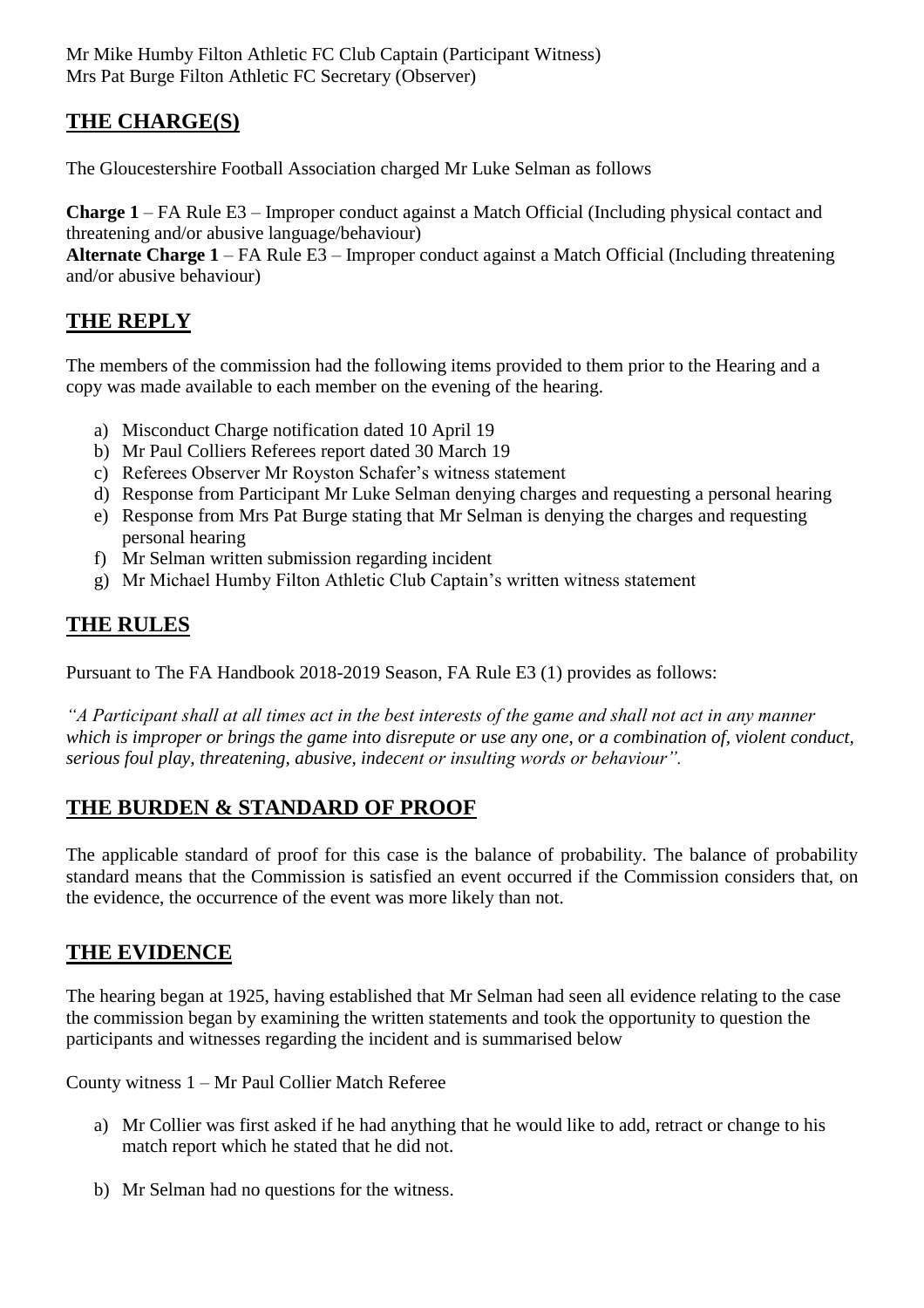Mr Mike Humby Filton Athletic FC Club Captain (Participant Witness)
Mrs Pat Burge Filton Athletic FC Secretary (Observer)

## THE CHARGE(S)

The Gloucestershire Football Association charged Mr Luke Selman as follows

**Charge 1** – FA Rule E3 – Improper conduct against a Match Official (Including physical contact and threatening and/or abusive language/behaviour)
**Alternate Charge 1** – FA Rule E3 – Improper conduct against a Match Official (Including threatening and/or abusive behaviour)

## THE REPLY

The members of the commission had the following items provided to them prior to the Hearing and a copy was made available to each member on the evening of the hearing.

a) Misconduct Charge notification dated 10 April 19
b) Mr Paul Colliers Referees report dated 30 March 19
c) Referees Observer Mr Royston Schafer's witness statement
d) Response from Participant Mr Luke Selman denying charges and requesting a personal hearing
e) Response from Mrs Pat Burge stating that Mr Selman is denying the charges and requesting personal hearing
f) Mr Selman written submission regarding incident
g) Mr Michael Humby Filton Athletic Club Captain's written witness statement

## THE RULES

Pursuant to The FA Handbook 2018-2019 Season, FA Rule E3 (1) provides as follows:

*"A Participant shall at all times act in the best interests of the game and shall not act in any manner which is improper or brings the game into disrepute or use any one, or a combination of, violent conduct, serious foul play, threatening, abusive, indecent or insulting words or behaviour".*

## THE BURDEN & STANDARD OF PROOF

The applicable standard of proof for this case is the balance of probability. The balance of probability standard means that the Commission is satisfied an event occurred if the Commission considers that, on the evidence, the occurrence of the event was more likely than not.

## THE EVIDENCE

The hearing began at 1925, having established that Mr Selman had seen all evidence relating to the case the commission began by examining the written statements and took the opportunity to question the participants and witnesses regarding the incident and is summarised below

County witness 1 – Mr Paul Collier Match Referee

a) Mr Collier was first asked if he had anything that he would like to add, retract or change to his match report which he stated that he did not.

b) Mr Selman had no questions for the witness.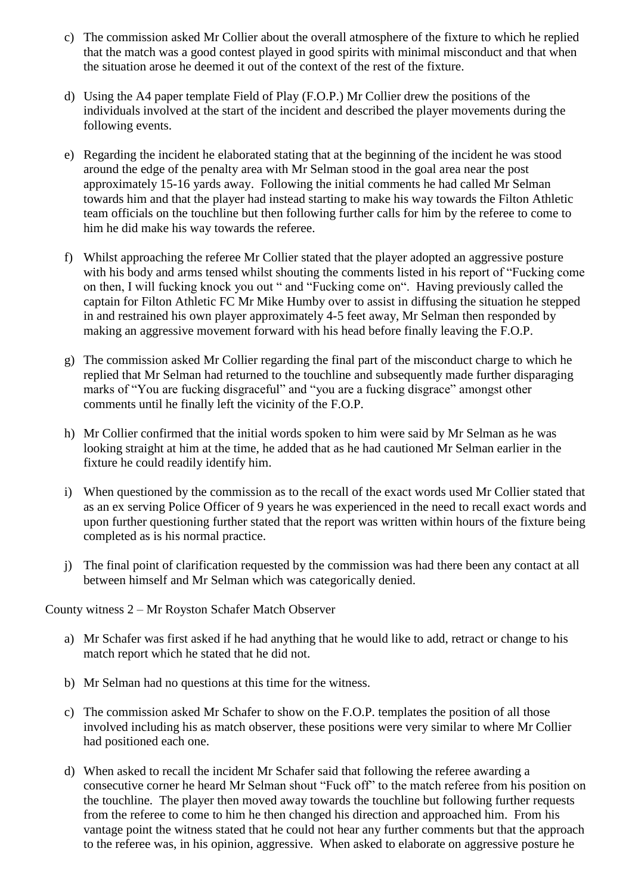c) The commission asked Mr Collier about the overall atmosphere of the fixture to which he replied that the match was a good contest played in good spirits with minimal misconduct and that when the situation arose he deemed it out of the context of the rest of the fixture.

d) Using the A4 paper template Field of Play (F.O.P.) Mr Collier drew the positions of the individuals involved at the start of the incident and described the player movements during the following events.

e) Regarding the incident he elaborated stating that at the beginning of the incident he was stood around the edge of the penalty area with Mr Selman stood in the goal area near the post approximately 15-16 yards away. Following the initial comments he had called Mr Selman towards him and that the player had instead starting to make his way towards the Filton Athletic team officials on the touchline but then following further calls for him by the referee to come to him he did make his way towards the referee.

f) Whilst approaching the referee Mr Collier stated that the player adopted an aggressive posture with his body and arms tensed whilst shouting the comments listed in his report of "Fucking come on then, I will fucking knock you out " and "Fucking come on". Having previously called the captain for Filton Athletic FC Mr Mike Humby over to assist in diffusing the situation he stepped in and restrained his own player approximately 4-5 feet away, Mr Selman then responded by making an aggressive movement forward with his head before finally leaving the F.O.P.

g) The commission asked Mr Collier regarding the final part of the misconduct charge to which he replied that Mr Selman had returned to the touchline and subsequently made further disparaging marks of "You are fucking disgraceful" and "you are a fucking disgrace" amongst other comments until he finally left the vicinity of the F.O.P.

h) Mr Collier confirmed that the initial words spoken to him were said by Mr Selman as he was looking straight at him at the time, he added that as he had cautioned Mr Selman earlier in the fixture he could readily identify him.

i) When questioned by the commission as to the recall of the exact words used Mr Collier stated that as an ex serving Police Officer of 9 years he was experienced in the need to recall exact words and upon further questioning further stated that the report was written within hours of the fixture being completed as is his normal practice.

j) The final point of clarification requested by the commission was had there been any contact at all between himself and Mr Selman which was categorically denied.

County witness 2 – Mr Royston Schafer Match Observer

a) Mr Schafer was first asked if he had anything that he would like to add, retract or change to his match report which he stated that he did not.

b) Mr Selman had no questions at this time for the witness.

c) The commission asked Mr Schafer to show on the F.O.P. templates the position of all those involved including his as match observer, these positions were very similar to where Mr Collier had positioned each one.

d) When asked to recall the incident Mr Schafer said that following the referee awarding a consecutive corner he heard Mr Selman shout "Fuck off" to the match referee from his position on the touchline. The player then moved away towards the touchline but following further requests from the referee to come to him he then changed his direction and approached him. From his vantage point the witness stated that he could not hear any further comments but that the approach to the referee was, in his opinion, aggressive. When asked to elaborate on aggressive posture he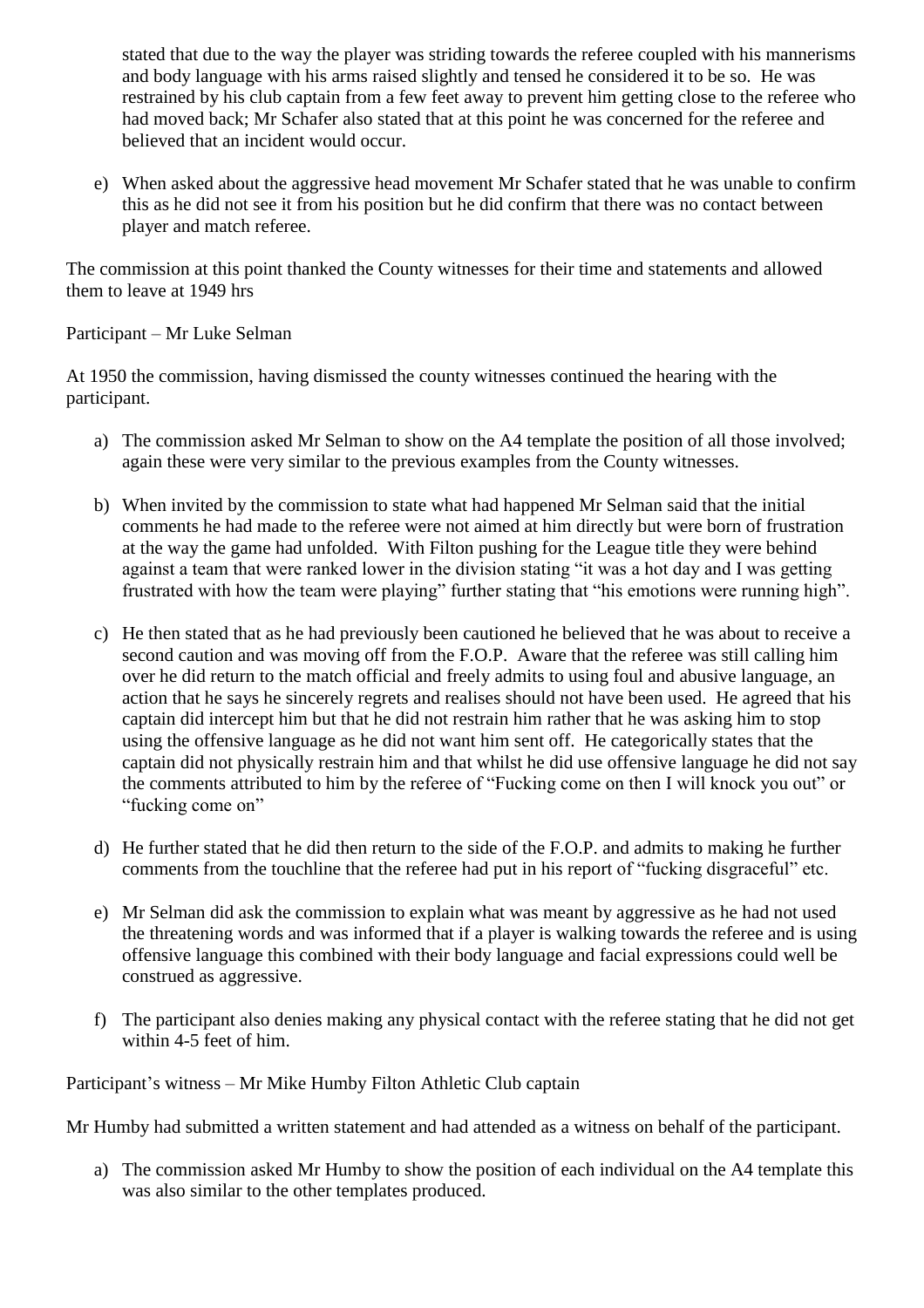stated that due to the way the player was striding towards the referee coupled with his mannerisms and body language with his arms raised slightly and tensed he considered it to be so. He was restrained by his club captain from a few feet away to prevent him getting close to the referee who had moved back; Mr Schafer also stated that at this point he was concerned for the referee and believed that an incident would occur.

e) When asked about the aggressive head movement Mr Schafer stated that he was unable to confirm this as he did not see it from his position but he did confirm that there was no contact between player and match referee.

The commission at this point thanked the County witnesses for their time and statements and allowed them to leave at 1949 hrs

Participant – Mr Luke Selman

At 1950 the commission, having dismissed the county witnesses continued the hearing with the participant.

a) The commission asked Mr Selman to show on the A4 template the position of all those involved; again these were very similar to the previous examples from the County witnesses.

b) When invited by the commission to state what had happened Mr Selman said that the initial comments he had made to the referee were not aimed at him directly but were born of frustration at the way the game had unfolded. With Filton pushing for the League title they were behind against a team that were ranked lower in the division stating "it was a hot day and I was getting frustrated with how the team were playing" further stating that "his emotions were running high".

c) He then stated that as he had previously been cautioned he believed that he was about to receive a second caution and was moving off from the F.O.P. Aware that the referee was still calling him over he did return to the match official and freely admits to using foul and abusive language, an action that he says he sincerely regrets and realises should not have been used. He agreed that his captain did intercept him but that he did not restrain him rather that he was asking him to stop using the offensive language as he did not want him sent off. He categorically states that the captain did not physically restrain him and that whilst he did use offensive language he did not say the comments attributed to him by the referee of "Fucking come on then I will knock you out" or "fucking come on"

d) He further stated that he did then return to the side of the F.O.P. and admits to making he further comments from the touchline that the referee had put in his report of "fucking disgraceful" etc.

e) Mr Selman did ask the commission to explain what was meant by aggressive as he had not used the threatening words and was informed that if a player is walking towards the referee and is using offensive language this combined with their body language and facial expressions could well be construed as aggressive.

f) The participant also denies making any physical contact with the referee stating that he did not get within 4-5 feet of him.

Participant's witness – Mr Mike Humby Filton Athletic Club captain

Mr Humby had submitted a written statement and had attended as a witness on behalf of the participant.

a) The commission asked Mr Humby to show the position of each individual on the A4 template this was also similar to the other templates produced.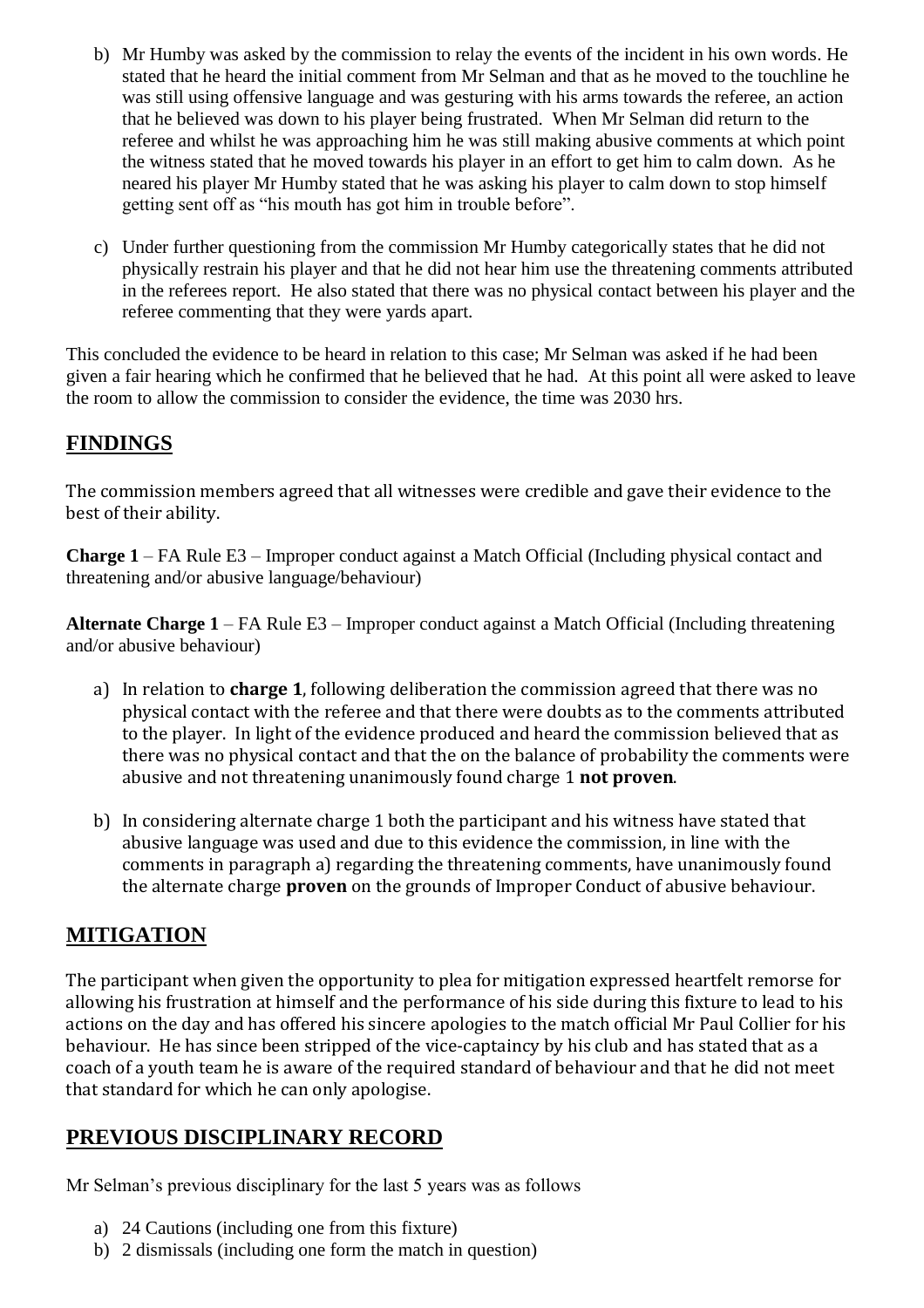b) Mr Humby was asked by the commission to relay the events of the incident in his own words. He stated that he heard the initial comment from Mr Selman and that as he moved to the touchline he was still using offensive language and was gesturing with his arms towards the referee, an action that he believed was down to his player being frustrated. When Mr Selman did return to the referee and whilst he was approaching him he was still making abusive comments at which point the witness stated that he moved towards his player in an effort to get him to calm down. As he neared his player Mr Humby stated that he was asking his player to calm down to stop himself getting sent off as "his mouth has got him in trouble before".

c) Under further questioning from the commission Mr Humby categorically states that he did not physically restrain his player and that he did not hear him use the threatening comments attributed in the referees report. He also stated that there was no physical contact between his player and the referee commenting that they were yards apart.

This concluded the evidence to be heard in relation to this case; Mr Selman was asked if he had been given a fair hearing which he confirmed that he believed that he had. At this point all were asked to leave the room to allow the commission to consider the evidence, the time was 2030 hrs.

## FINDINGS

The commission members agreed that all witnesses were credible and gave their evidence to the best of their ability.

**Charge 1** – FA Rule E3 – Improper conduct against a Match Official (Including physical contact and threatening and/or abusive language/behaviour)

**Alternate Charge 1** – FA Rule E3 – Improper conduct against a Match Official (Including threatening and/or abusive behaviour)

a) In relation to **charge 1**, following deliberation the commission agreed that there was no physical contact with the referee and that there were doubts as to the comments attributed to the player. In light of the evidence produced and heard the commission believed that as there was no physical contact and that the on the balance of probability the comments were abusive and not threatening unanimously found charge 1 **not proven**.

b) In considering alternate charge 1 both the participant and his witness have stated that abusive language was used and due to this evidence the commission, in line with the comments in paragraph a) regarding the threatening comments, have unanimously found the alternate charge **proven** on the grounds of Improper Conduct of abusive behaviour.

## MITIGATION

The participant when given the opportunity to plea for mitigation expressed heartfelt remorse for allowing his frustration at himself and the performance of his side during this fixture to lead to his actions on the day and has offered his sincere apologies to the match official Mr Paul Collier for his behaviour. He has since been stripped of the vice-captaincy by his club and has stated that as a coach of a youth team he is aware of the required standard of behaviour and that he did not meet that standard for which he can only apologise.

## PREVIOUS DISCIPLINARY RECORD

Mr Selman's previous disciplinary for the last 5 years was as follows

a) 24 Cautions (including one from this fixture)
b) 2 dismissals (including one form the match in question)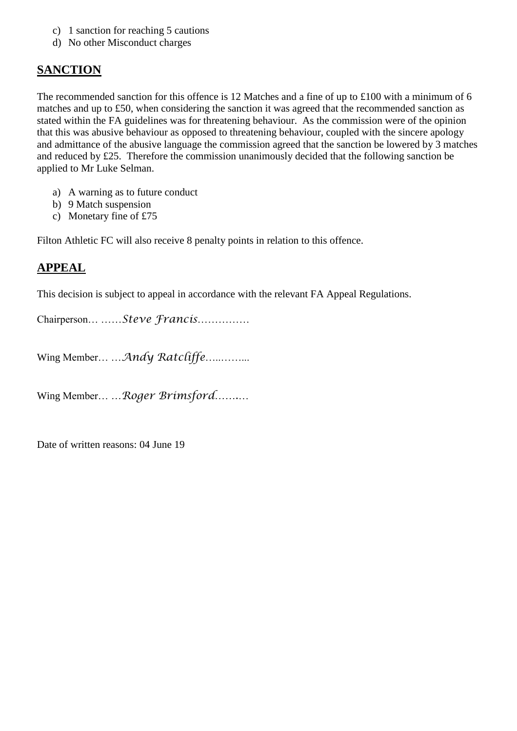c) 1 sanction for reaching 5 cautions
d) No other Misconduct charges

## SANCTION

The recommended sanction for this offence is 12 Matches and a fine of up to £100 with a minimum of 6 matches and up to £50, when considering the sanction it was agreed that the recommended sanction as stated within the FA guidelines was for threatening behaviour. As the commission were of the opinion that this was abusive behaviour as opposed to threatening behaviour, coupled with the sincere apology and admittance of the abusive language the commission agreed that the sanction be lowered by 3 matches and reduced by £25. Therefore the commission unanimously decided that the following sanction be applied to Mr Luke Selman.

a) A warning as to future conduct
b) 9 Match suspension
c) Monetary fine of £75

Filton Athletic FC will also receive 8 penalty points in relation to this offence.

## APPEAL

This decision is subject to appeal in accordance with the relevant FA Appeal Regulations.

Chairperson… ……*Steve Francis*……………

Wing Member… …*Andy Ratcliffe*…..……...

Wing Member… …*Roger Brimsford*……..…

Date of written reasons: 04 June 19